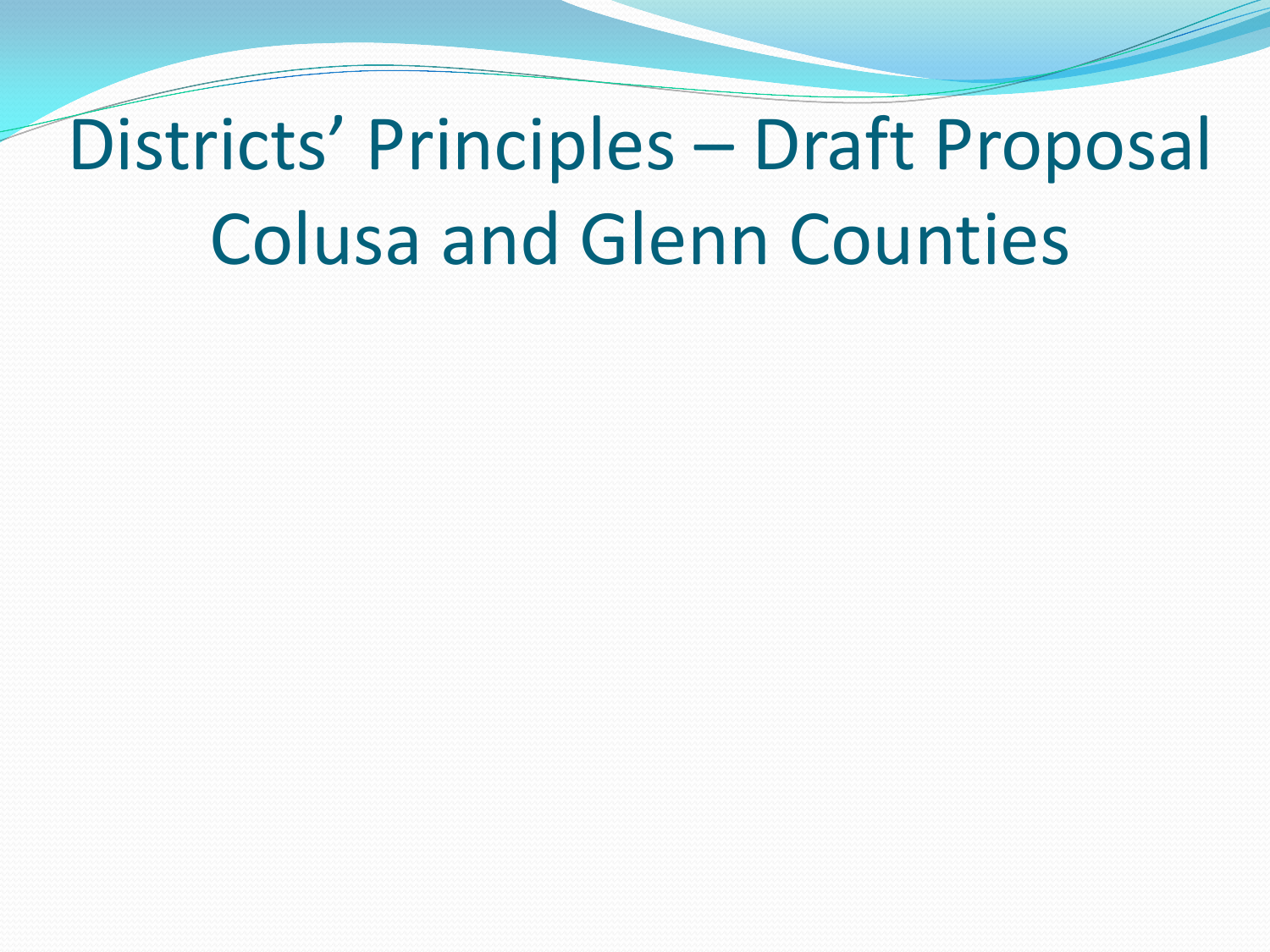# Districts' Principles – Draft Proposal Colusa and Glenn Counties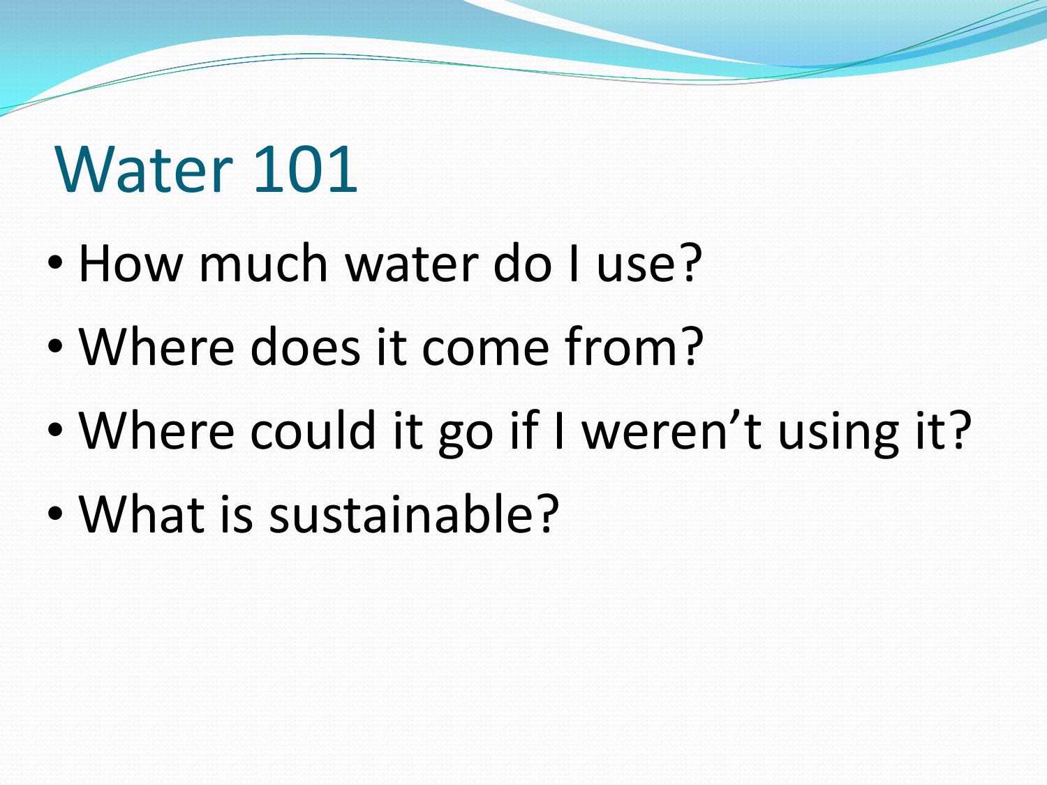# Water 101

- How much water do I use?
- Where does it come from?
- Where could it go if I weren’t using it?
- What is sustainable?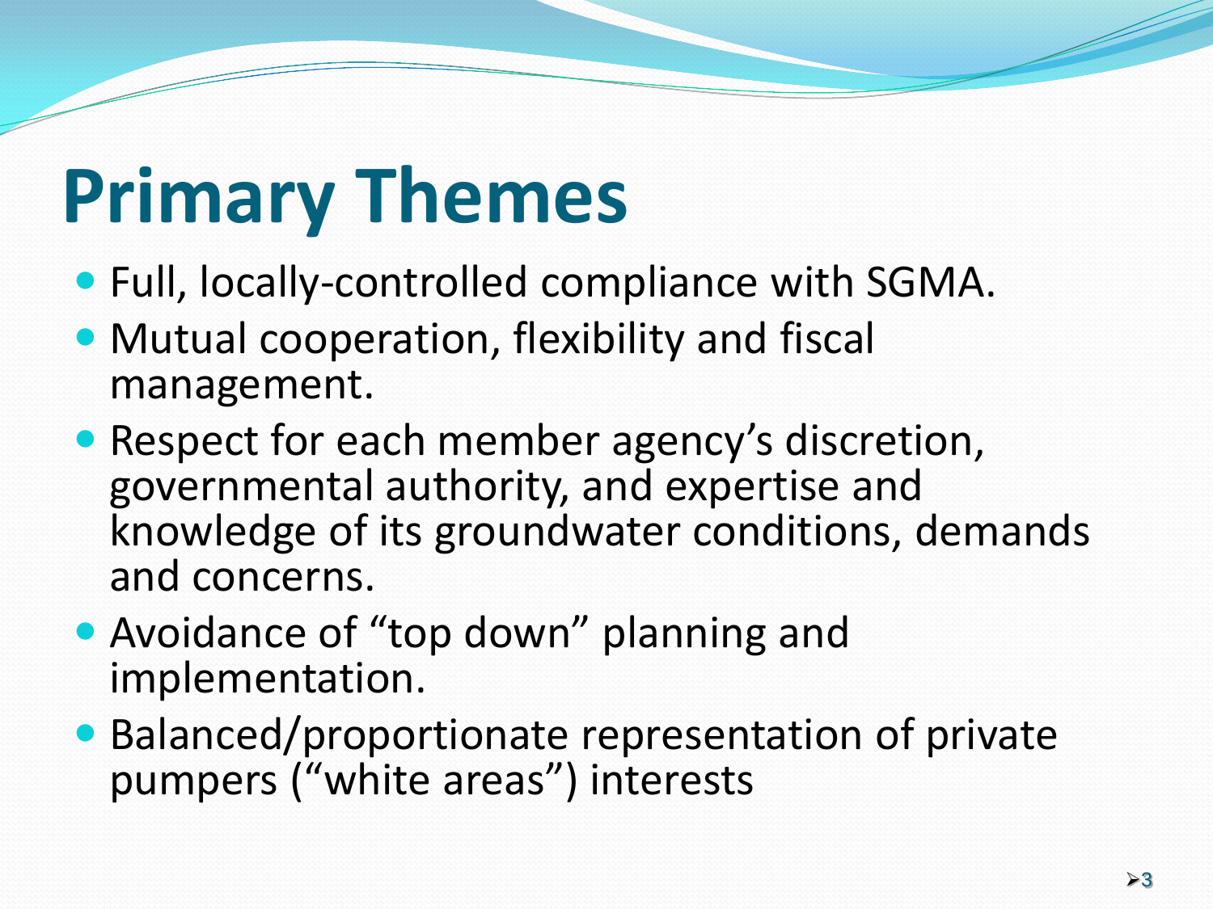# Primary Themes

- Full, locally-controlled compliance with SGMA.
- Mutual cooperation, flexibility and fiscal management.
- Respect for each member agency's discretion, governmental authority, and expertise and knowledge of its groundwater conditions, demands and concerns.
- Avoidance of "top down" planning and implementation.
- Balanced/proportionate representation of private pumpers ("white areas") interests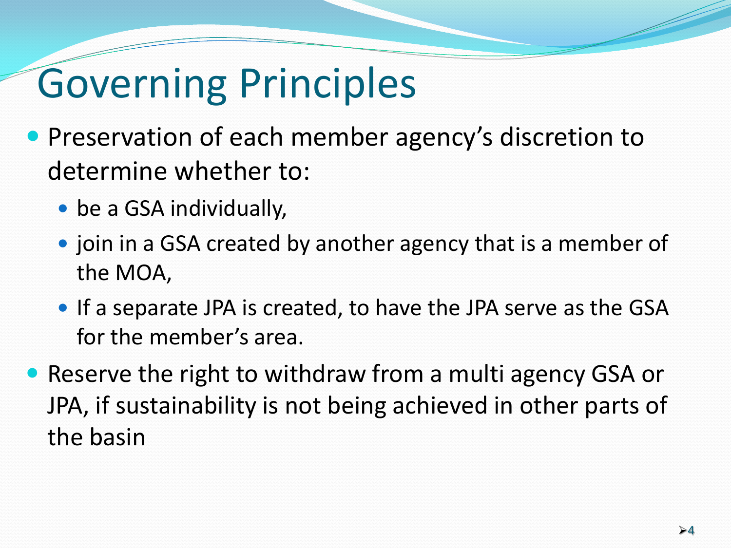# Governing Principles

- Preservation of each member agency's discretion to determine whether to:
  - be a GSA individually,
  - join in a GSA created by another agency that is a member of the MOA,
  - If a separate JPA is created, to have the JPA serve as the GSA for the member's area.
- Reserve the right to withdraw from a multi agency GSA or JPA, if sustainability is not being achieved in other parts of the basin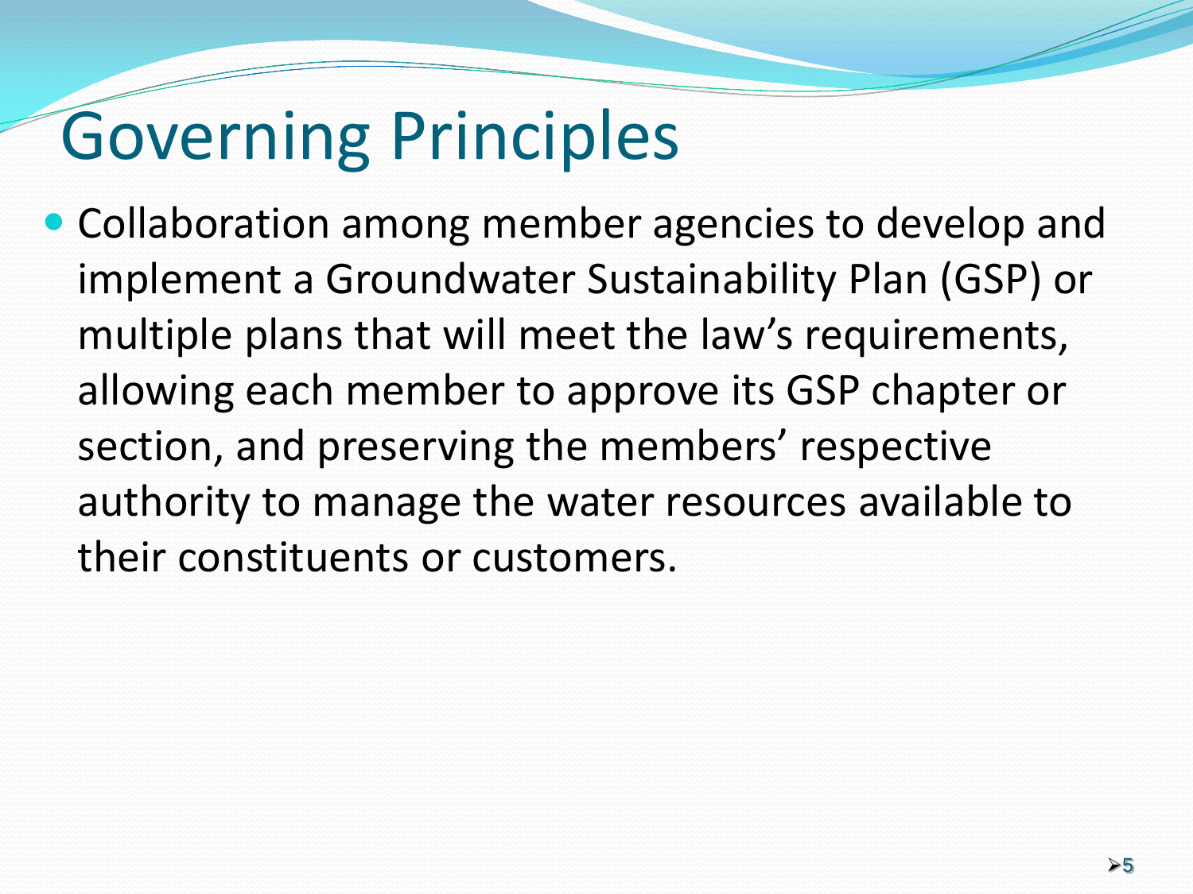# Governing Principles

- Collaboration among member agencies to develop and implement a Groundwater Sustainability Plan (GSP) or multiple plans that will meet the law's requirements, allowing each member to approve its GSP chapter or section, and preserving the members' respective authority to manage the water resources available to their constituents or customers.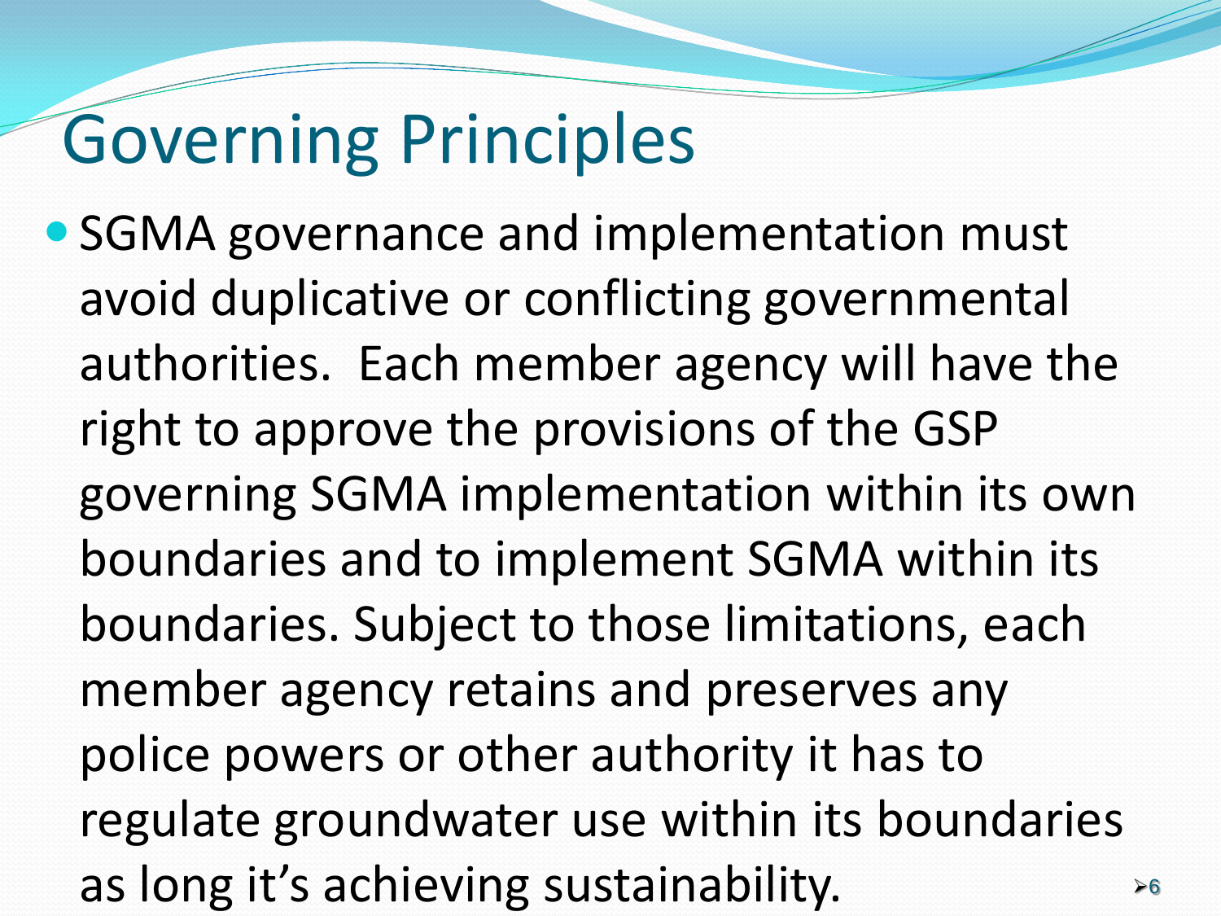# Governing Principles

- SGMA governance and implementation must avoid duplicative or conflicting governmental authorities. Each member agency will have the right to approve the provisions of the GSP governing SGMA implementation within its own boundaries and to implement SGMA within its boundaries. Subject to those limitations, each member agency retains and preserves any police powers or other authority it has to regulate groundwater use within its boundaries as long it's achieving sustainability.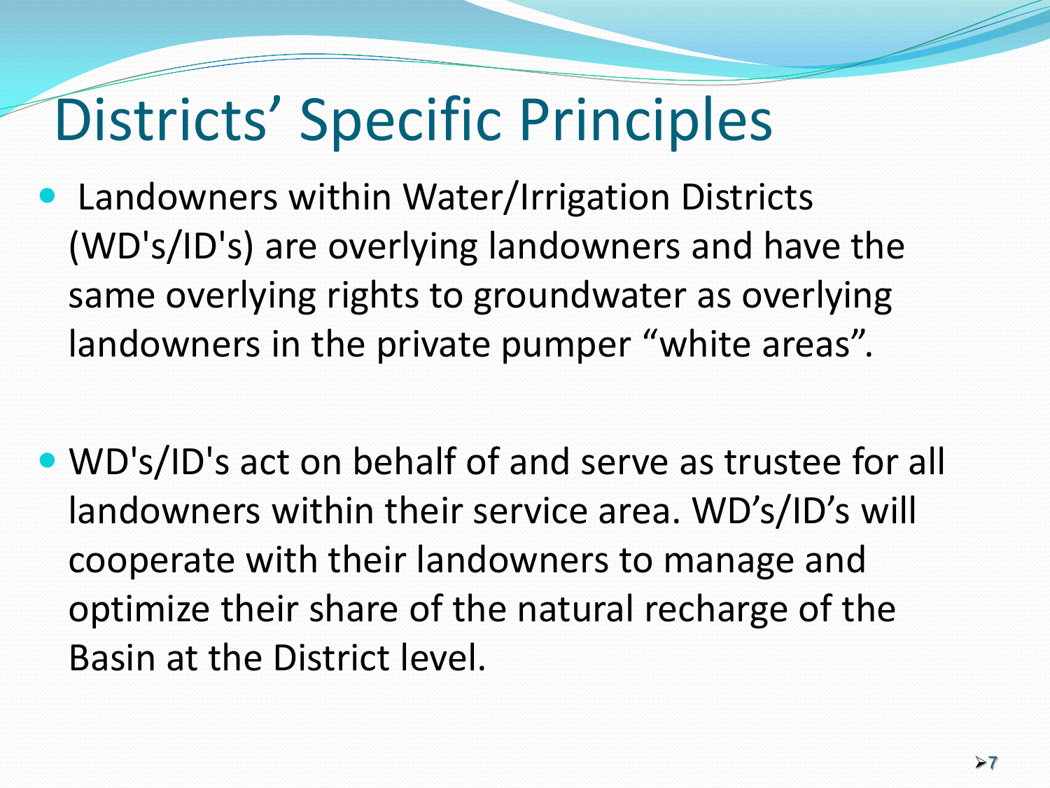# Districts' Specific Principles

- Landowners within Water/Irrigation Districts (WD's/ID's) are overlying landowners and have the same overlying rights to groundwater as overlying landowners in the private pumper "white areas".

- WD's/ID's act on behalf of and serve as trustee for all landowners within their service area. WD's/ID's will cooperate with their landowners to manage and optimize their share of the natural recharge of the Basin at the District level.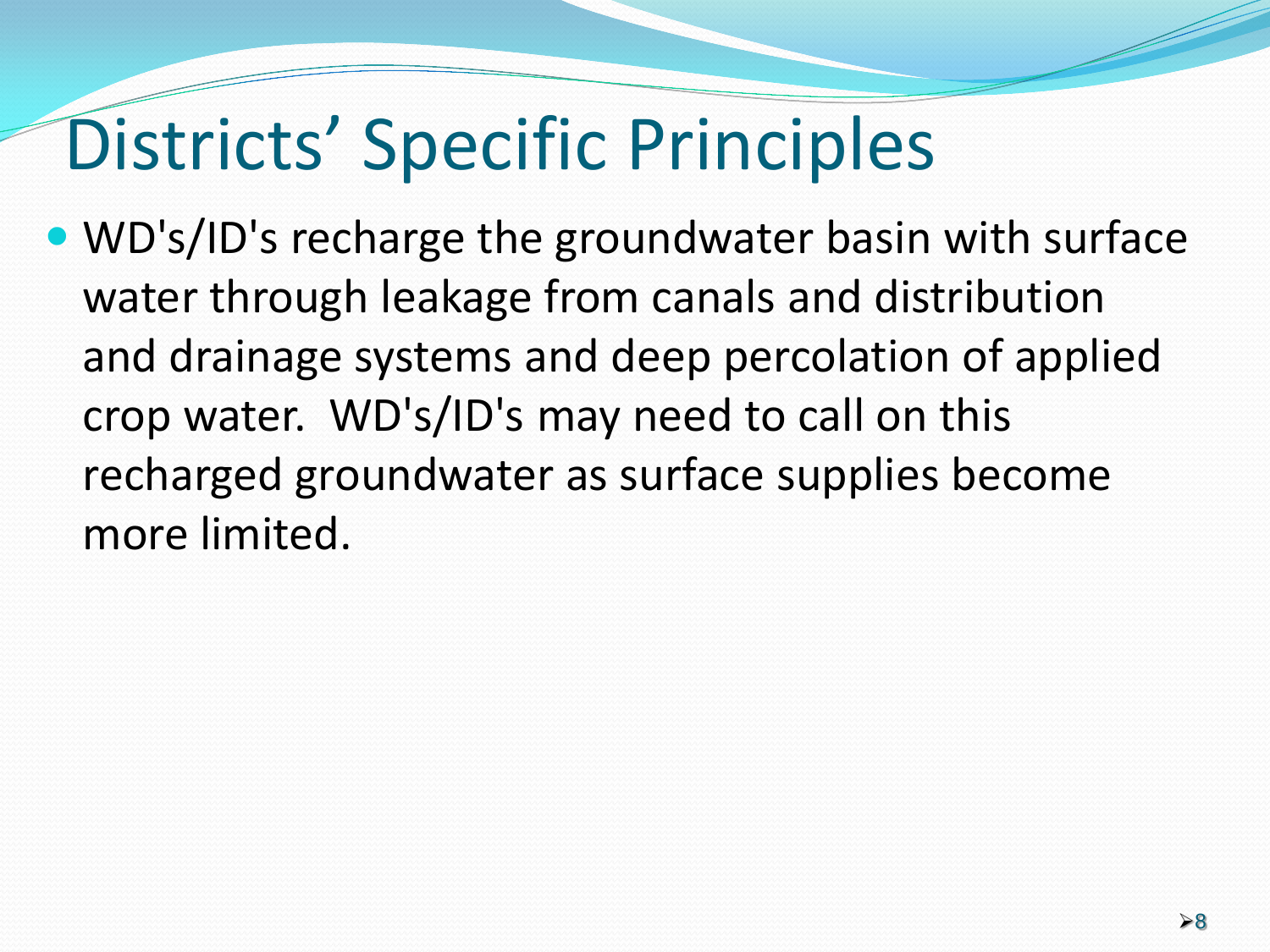# Districts' Specific Principles

- WD's/ID's recharge the groundwater basin with surface water through leakage from canals and distribution and drainage systems and deep percolation of applied crop water. WD's/ID's may need to call on this recharged groundwater as surface supplies become more limited.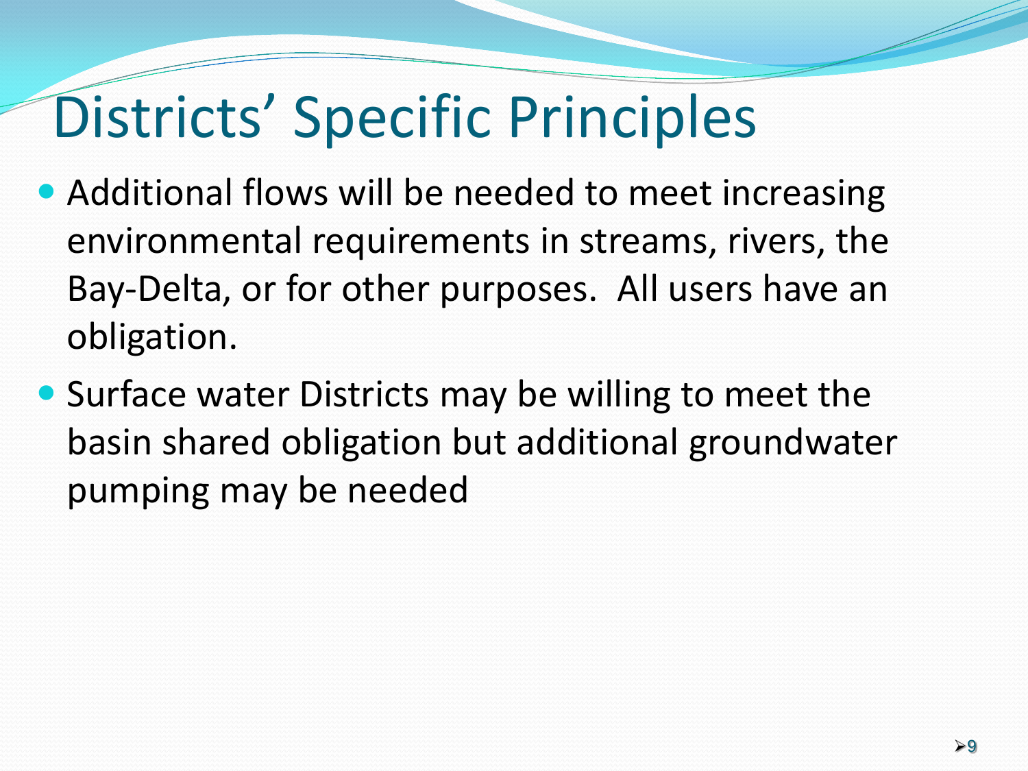# Districts' Specific Principles

- Additional flows will be needed to meet increasing environmental requirements in streams, rivers, the Bay-Delta, or for other purposes.  All users have an obligation.
- Surface water Districts may be willing to meet the basin shared obligation but additional groundwater pumping may be needed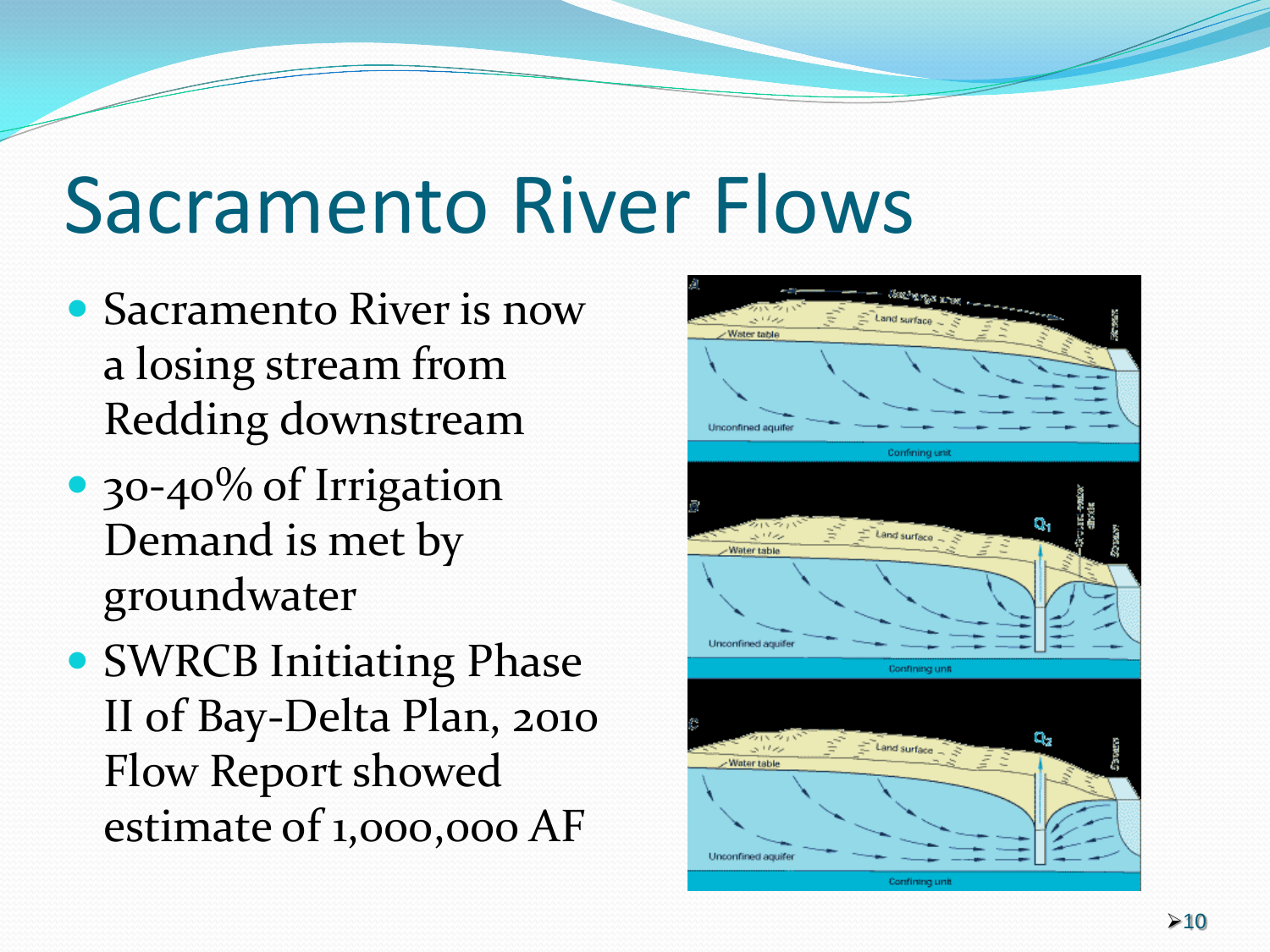# Sacramento River Flows

- Sacramento River is now a losing stream from Redding downstream
- 30-40% of Irrigation Demand is met by groundwater
- SWRCB Initiating Phase II of Bay-Delta Plan, 2010 Flow Report showed estimate of 1,000,000 AF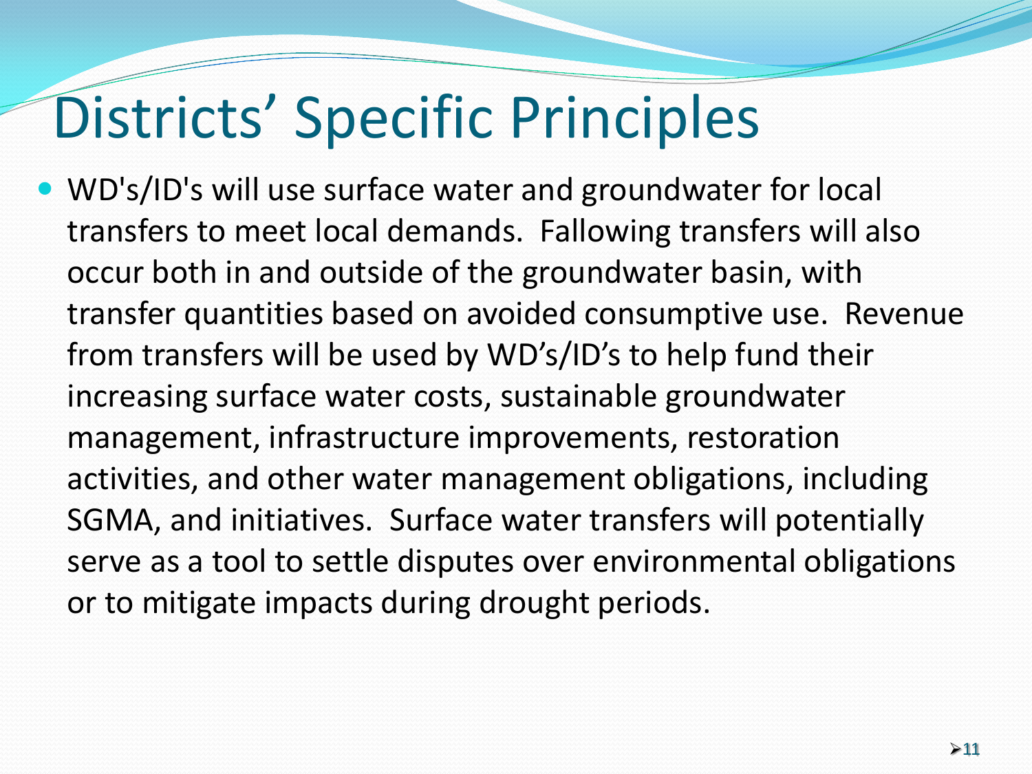# Districts' Specific Principles

- WD's/ID's will use surface water and groundwater for local transfers to meet local demands. Fallowing transfers will also occur both in and outside of the groundwater basin, with transfer quantities based on avoided consumptive use. Revenue from transfers will be used by WD's/ID's to help fund their increasing surface water costs, sustainable groundwater management, infrastructure improvements, restoration activities, and other water management obligations, including SGMA, and initiatives. Surface water transfers will potentially serve as a tool to settle disputes over environmental obligations or to mitigate impacts during drought periods.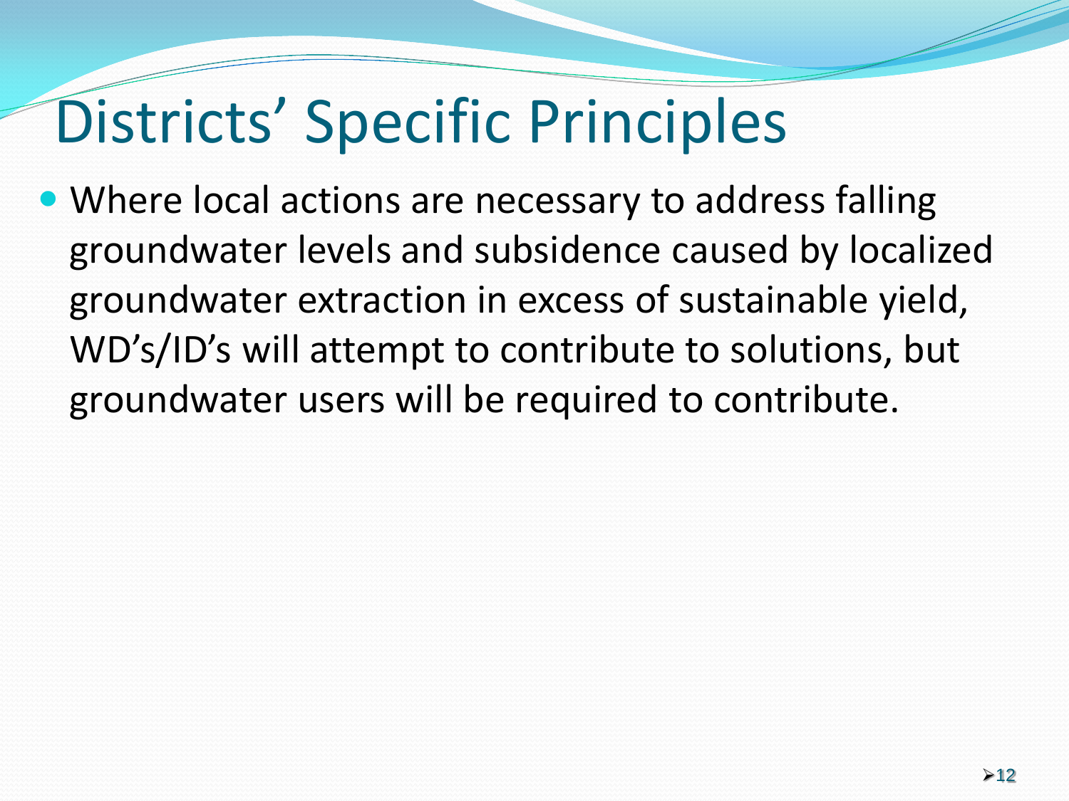# Districts' Specific Principles

- Where local actions are necessary to address falling groundwater levels and subsidence caused by localized groundwater extraction in excess of sustainable yield, WD's/ID's will attempt to contribute to solutions, but groundwater users will be required to contribute.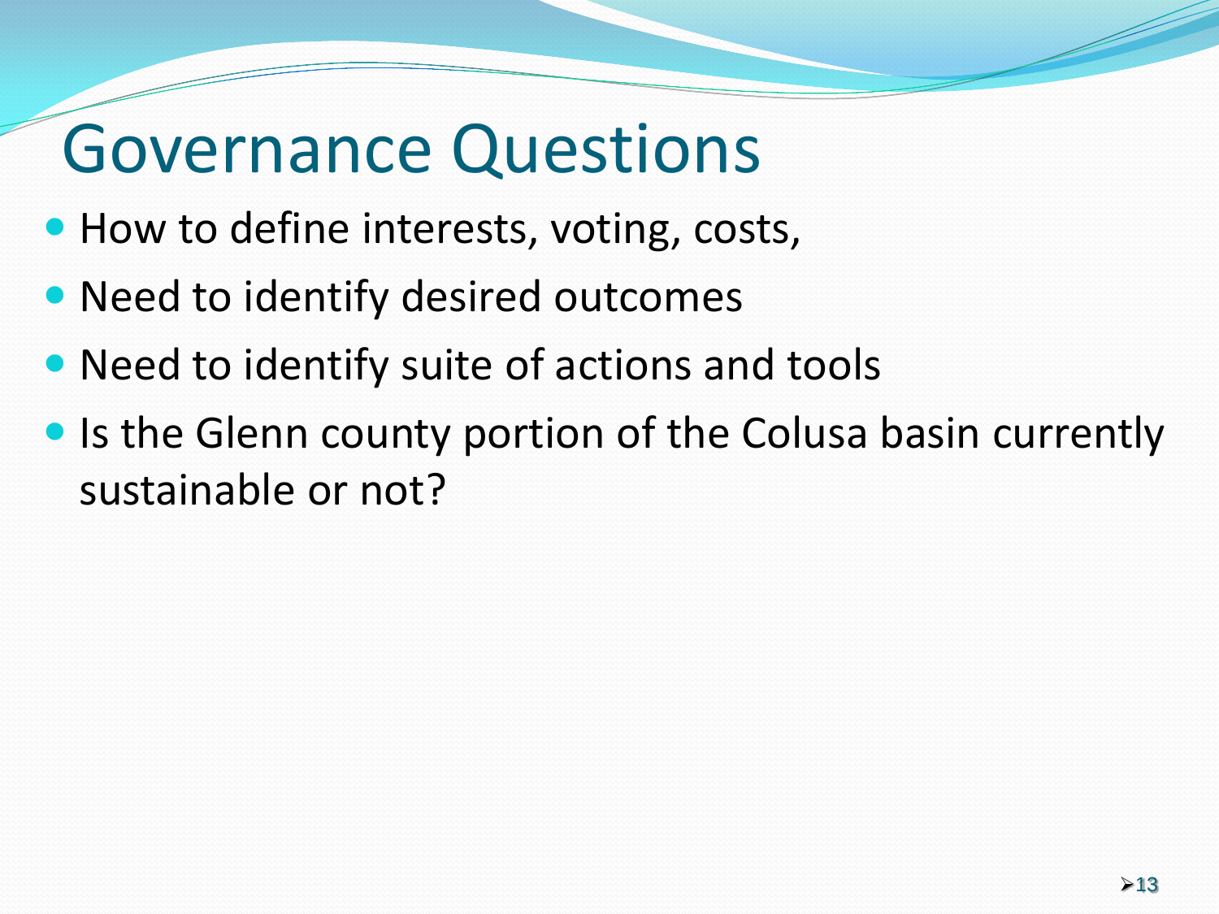# Governance Questions

- How to define interests, voting, costs,
- Need to identify desired outcomes
- Need to identify suite of actions and tools
- Is the Glenn county portion of the Colusa basin currently sustainable or not?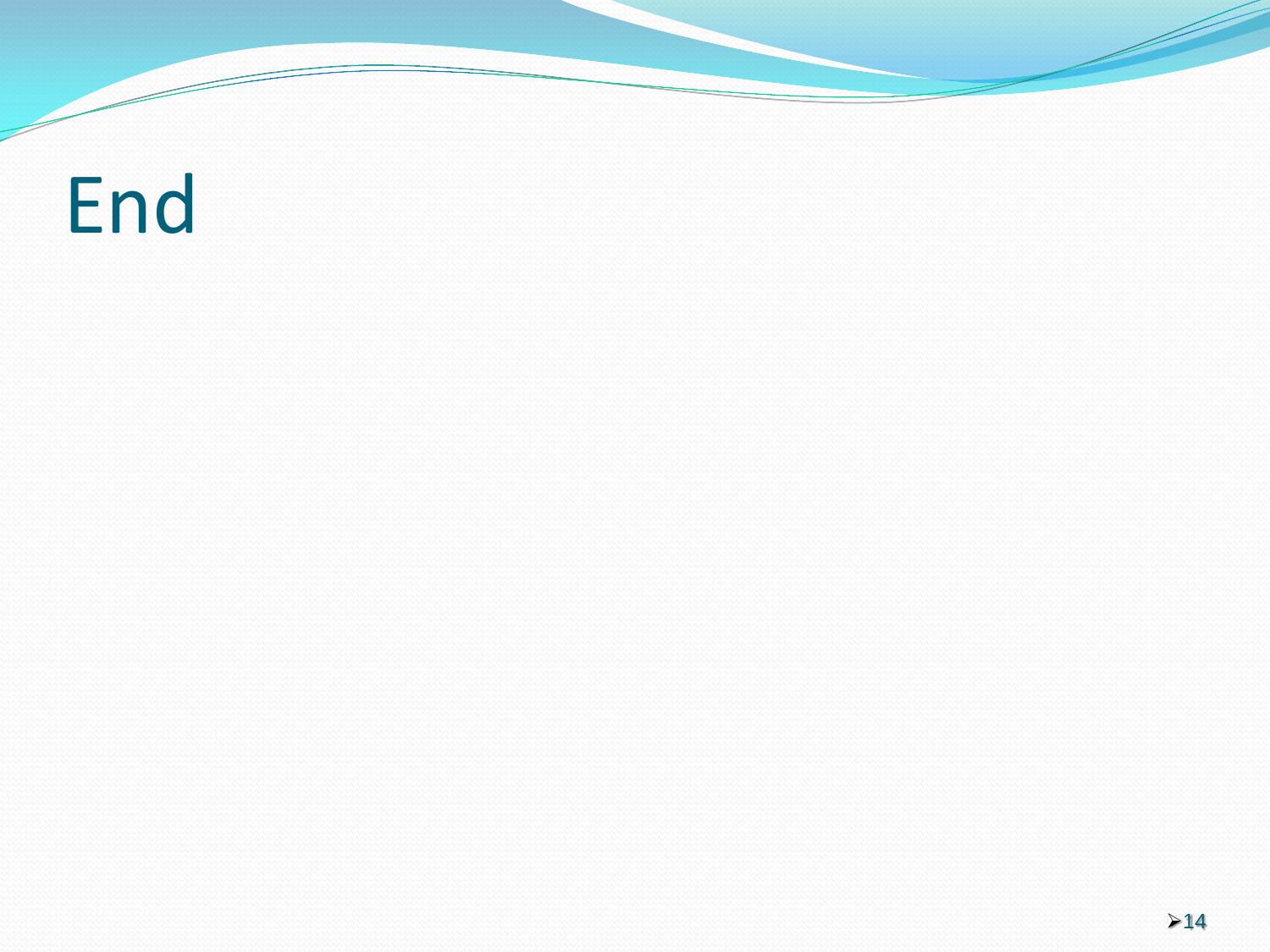# End